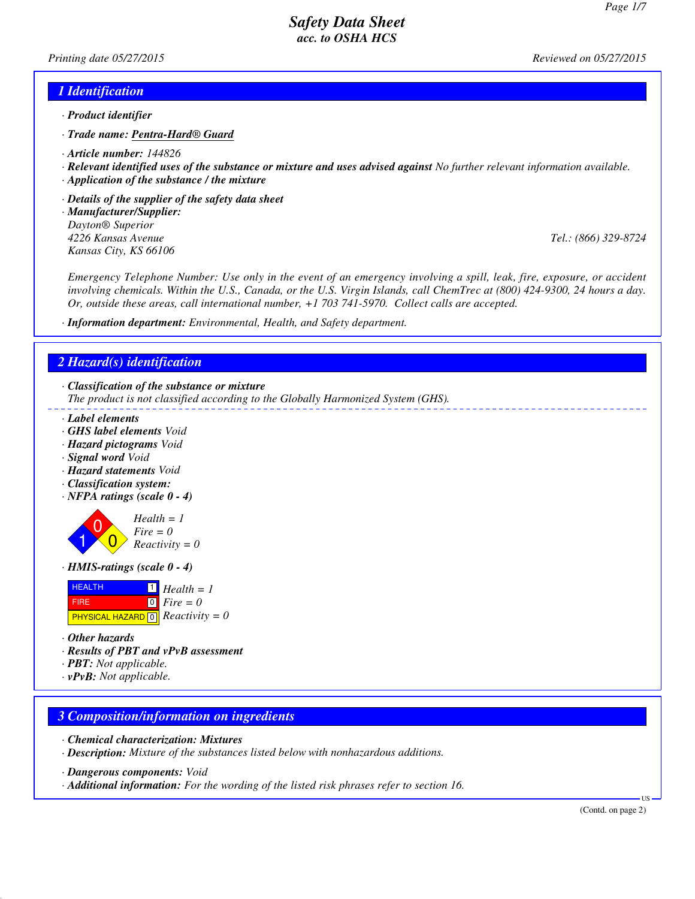# Safety Data Sheet
## acc. to OSHA HCS

*Printing date 05/27/2015* *Reviewed on 05/27/2015*

## 1 Identification

· **Product identifier**

· **Trade name: Pentra-Hard® Guard**

· **Article number:** 144826

· **Relevant identified uses of the substance or mixture and uses advised against** No further relevant information available.

· **Application of the substance / the mixture**

· **Details of the supplier of the safety data sheet**

· **Manufacturer/Supplier:**

Dayton® Superior
4226 Kansas Avenue
Kansas City, KS 66106

Tel.: (866) 329-8724

Emergency Telephone Number: Use only in the event of an emergency involving a spill, leak, fire, exposure, or accident involving chemicals. Within the U.S., Canada, or the U.S. Virgin Islands, call ChemTrec at (800) 424-9300, 24 hours a day. Or, outside these areas, call international number, +1 703 741-5970. Collect calls are accepted.

· **Information department:** Environmental, Health, and Safety department.

## 2 Hazard(s) identification

· **Classification of the substance or mixture**

The product is not classified according to the Globally Harmonized System (GHS).

· **Label elements**

· **GHS label elements** Void

· **Hazard pictograms** Void

· **Signal word** Void

· **Hazard statements** Void

· **Classification system:**

· **NFPA ratings (scale 0 - 4)**

Health = 1
Fire = 0
Reactivity = 0

· **HMIS-ratings (scale 0 - 4)**

| | | |
|---|---|---|
| HEALTH | 1 | Health = 1 |
| FIRE | 0 | Fire = 0 |
| PHYSICAL HAZARD | 0 | Reactivity = 0 |

· **Other hazards**

· **Results of PBT and vPvB assessment**

· **PBT:** Not applicable.

· **vPvB:** Not applicable.

## 3 Composition/information on ingredients

· **Chemical characterization: Mixtures**

· **Description:** Mixture of the substances listed below with nonhazardous additions.

· **Dangerous components:** Void

· **Additional information:** For the wording of the listed risk phrases refer to section 16.

(Contd. on page 2)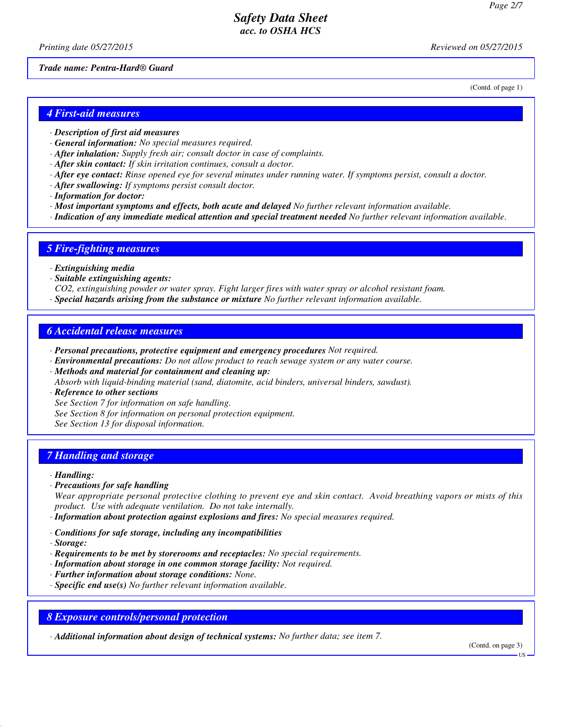*Trade name: Pentra-Hard® Guard*

(Contd. of page 1)

## 4 First-aid measures

- ***Description of first aid measures***
- ***General information:*** *No special measures required.*
- ***After inhalation:*** *Supply fresh air; consult doctor in case of complaints.*
- ***After skin contact:*** *If skin irritation continues, consult a doctor.*
- ***After eye contact:*** *Rinse opened eye for several minutes under running water. If symptoms persist, consult a doctor.*
- ***After swallowing:*** *If symptoms persist consult doctor.*
- ***Information for doctor:***
- ***Most important symptoms and effects, both acute and delayed*** *No further relevant information available.*
- ***Indication of any immediate medical attention and special treatment needed*** *No further relevant information available.*

## 5 Fire-fighting measures

- ***Extinguishing media***
- ***Suitable extinguishing agents:***
  *$CO_2$, extinguishing powder or water spray. Fight larger fires with water spray or alcohol resistant foam.*
- ***Special hazards arising from the substance or mixture*** *No further relevant information available.*

## 6 Accidental release measures

- ***Personal precautions, protective equipment and emergency procedures*** *Not required.*
- ***Environmental precautions:*** *Do not allow product to reach sewage system or any water course.*
- ***Methods and material for containment and cleaning up:***
  *Absorb with liquid-binding material (sand, diatomite, acid binders, universal binders, sawdust).*
- ***Reference to other sections***
  *See Section 7 for information on safe handling.*
  *See Section 8 for information on personal protection equipment.*
  *See Section 13 for disposal information.*

## 7 Handling and storage

- ***Handling:***
- ***Precautions for safe handling***
  *Wear appropriate personal protective clothing to prevent eye and skin contact. Avoid breathing vapors or mists of this product. Use with adequate ventilation. Do not take internally.*
- ***Information about protection against explosions and fires:*** *No special measures required.*
- ***Conditions for safe storage, including any incompatibilities***
- ***Storage:***
- ***Requirements to be met by storerooms and receptacles:*** *No special requirements.*
- ***Information about storage in one common storage facility:*** *Not required.*
- ***Further information about storage conditions:*** *None.*
- ***Specific end use(s)*** *No further relevant information available.*

## 8 Exposure controls/personal protection

- ***Additional information about design of technical systems:*** *No further data; see item 7.*

(Contd. on page 3)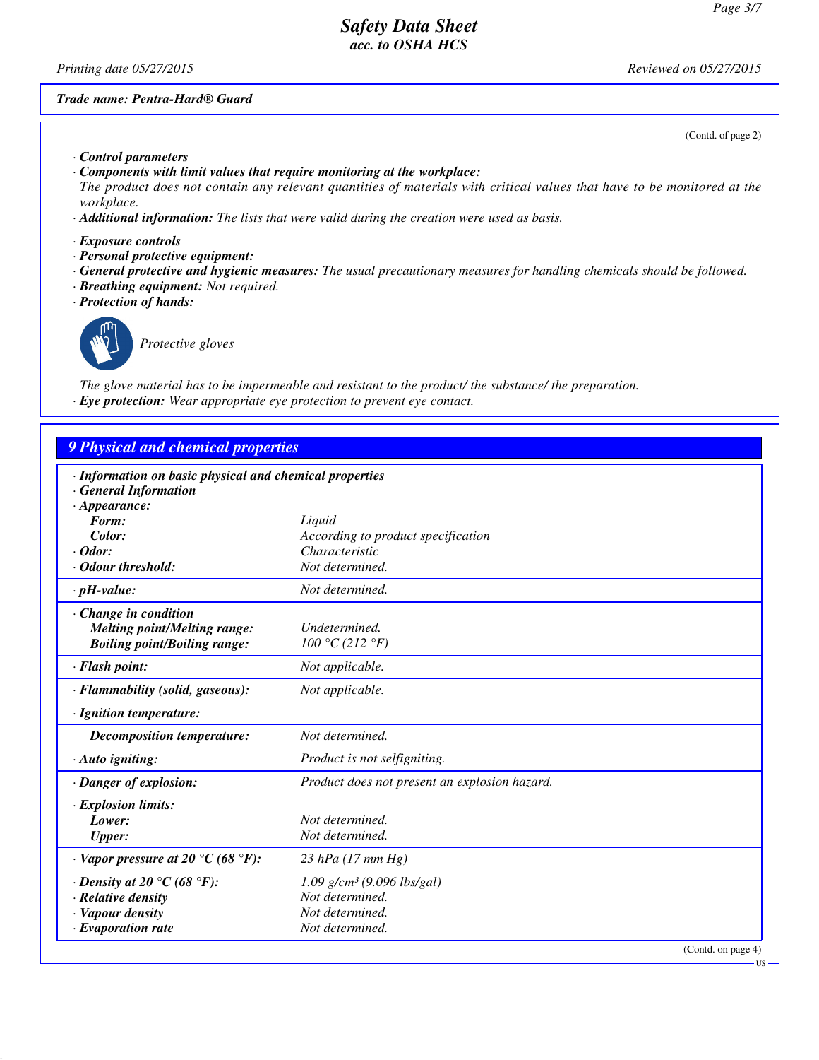(Contd. of page 2)

· **Control parameters**
· **Components with limit values that require monitoring at the workplace:**
The product does not contain any relevant quantities of materials with critical values that have to be monitored at the workplace.
· **Additional information:** The lists that were valid during the creation were used as basis.

· **Exposure controls**
· **Personal protective equipment:**
· **General protective and hygienic measures:** The usual precautionary measures for handling chemicals should be followed.
· **Breathing equipment:** Not required.
· **Protection of hands:**

Protective gloves

The glove material has to be impermeable and resistant to the product/ the substance/ the preparation.
· **Eye protection:** Wear appropriate eye protection to prevent eye contact.

## 9 Physical and chemical properties

· **Information on basic physical and chemical properties**
· **General Information**

| | |
|---|---|
| · **Appearance:** | |
| **Form:** | Liquid |
| **Color:** | According to product specification |
| · **Odor:** | Characteristic |
| · **Odour threshold:** | Not determined. |
| · **pH-value:** | Not determined. |
| · **Change in condition** | |
| **Melting point/Melting range:** | Undetermined. |
| **Boiling point/Boiling range:** | 100 °C (212 °F) |
| · **Flash point:** | Not applicable. |
| · **Flammability (solid, gaseous):** | Not applicable. |
| · **Ignition temperature:** | |
| **Decomposition temperature:** | Not determined. |
| · **Auto igniting:** | Product is not selfigniting. |
| · **Danger of explosion:** | Product does not present an explosion hazard. |
| · **Explosion limits:** | |
| **Lower:** | Not determined. |
| **Upper:** | Not determined. |
| · **Vapor pressure at 20 °C (68 °F):** | 23 hPa (17 mm Hg) |
| · **Density at 20 °C (68 °F):** | 1.09 g/cm³ (9.096 lbs/gal) |
| · **Relative density** | Not determined. |
| · **Vapour density** | Not determined. |
| · **Evaporation rate** | Not determined. |

(Contd. on page 4)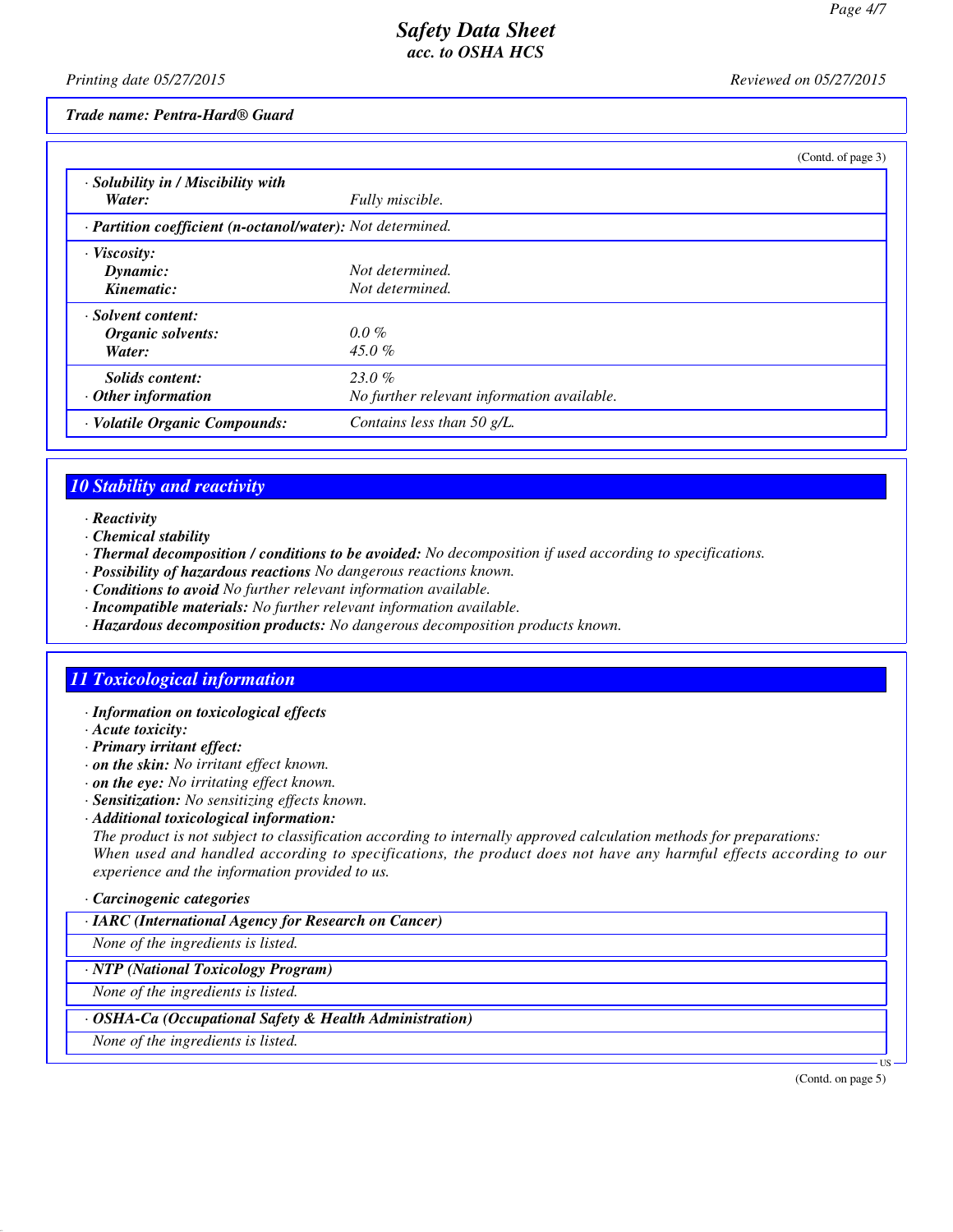**Trade name: Pentra-Hard® Guard**

(Contd. of page 3)

| | |
|---|---|
| · **Solubility in / Miscibility with** **Water:** | Fully miscible. |
| · **Partition coefficient (n-octanol/water):** | Not determined. |
| · **Viscosity:** | |
| **Dynamic:** | Not determined. |
| **Kinematic:** | Not determined. |
| · **Solvent content:** | |
| **Organic solvents:** | 0.0 % |
| **Water:** | 45.0 % |
| **Solids content:** | 23.0 % |
| · **Other information** | No further relevant information available. |
| · **Volatile Organic Compounds:** | Contains less than 50 g/L. |

## 10 Stability and reactivity

· **Reactivity**
· **Chemical stability**
· **Thermal decomposition / conditions to be avoided:** No decomposition if used according to specifications.
· **Possibility of hazardous reactions** No dangerous reactions known.
· **Conditions to avoid** No further relevant information available.
· **Incompatible materials:** No further relevant information available.
· **Hazardous decomposition products:** No dangerous decomposition products known.

## 11 Toxicological information

· **Information on toxicological effects**
· **Acute toxicity:**
· **Primary irritant effect:**
· **on the skin:** No irritant effect known.
· **on the eye:** No irritating effect known.
· **Sensitization:** No sensitizing effects known.
· **Additional toxicological information:**
The product is not subject to classification according to internally approved calculation methods for preparations:
When used and handled according to specifications, the product does not have any harmful effects according to our experience and the information provided to us.

· **Carcinogenic categories**

· **IARC (International Agency for Research on Cancer)**
None of the ingredients is listed.

· **NTP (National Toxicology Program)**
None of the ingredients is listed.

· **OSHA-Ca (Occupational Safety & Health Administration)**
None of the ingredients is listed.

(Contd. on page 5)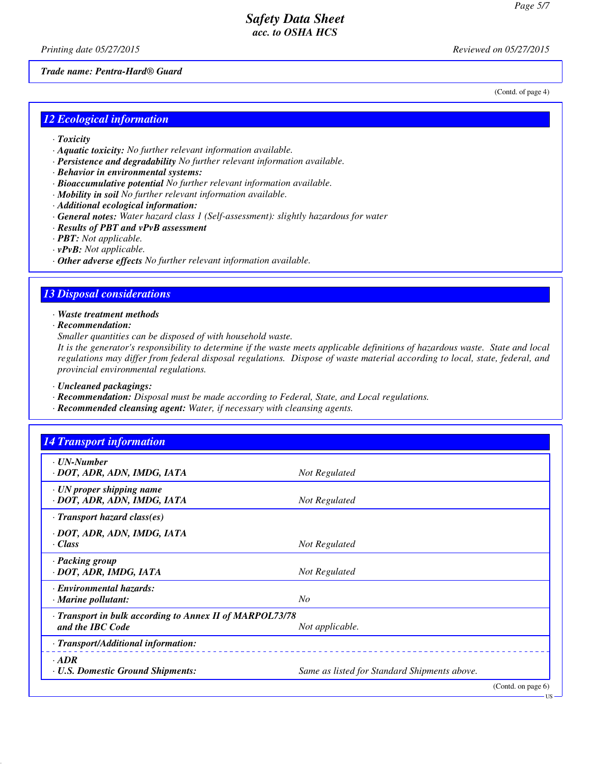Trade name: Pentra-Hard® Guard

(Contd. of page 4)

## 12 Ecological information

- **Toxicity**
- **Aquatic toxicity:** No further relevant information available.
- **Persistence and degradability** No further relevant information available.
- **Behavior in environmental systems:**
- **Bioaccumulative potential** No further relevant information available.
- **Mobility in soil** No further relevant information available.
- **Additional ecological information:**
- **General notes:** Water hazard class 1 (Self-assessment): slightly hazardous for water
- **Results of PBT and vPvB assessment**
- **PBT:** Not applicable.
- **vPvB:** Not applicable.
- **Other adverse effects** No further relevant information available.

## 13 Disposal considerations

- **Waste treatment methods**
- **Recommendation:**

  Smaller quantities can be disposed of with household waste.

  It is the generator's responsibility to determine if the waste meets applicable definitions of hazardous waste. State and local regulations may differ from federal disposal regulations. Dispose of waste material according to local, state, federal, and provincial environmental regulations.

- **Uncleaned packagings:**
- **Recommendation:** Disposal must be made according to Federal, State, and Local regulations.
- **Recommended cleansing agent:** Water, if necessary with cleansing agents.

## 14 Transport information

| | |
|---|---|
| **UN-Number**<br>**DOT, ADR, ADN, IMDG, IATA** | Not Regulated |
| **UN proper shipping name**<br>**DOT, ADR, ADN, IMDG, IATA** | Not Regulated |
| **Transport hazard class(es)**<br>**DOT, ADR, ADN, IMDG, IATA**<br>**Class** | Not Regulated |
| **Packing group**<br>**DOT, ADR, IMDG, IATA** | Not Regulated |
| **Environmental hazards:**<br>**Marine pollutant:** | No |
| **Transport in bulk according to Annex II of MARPOL73/78 and the IBC Code** | Not applicable. |
| **Transport/Additional information:** | |
| **ADR**<br>**U.S. Domestic Ground Shipments:** | Same as listed for Standard Shipments above. |

(Contd. on page 6)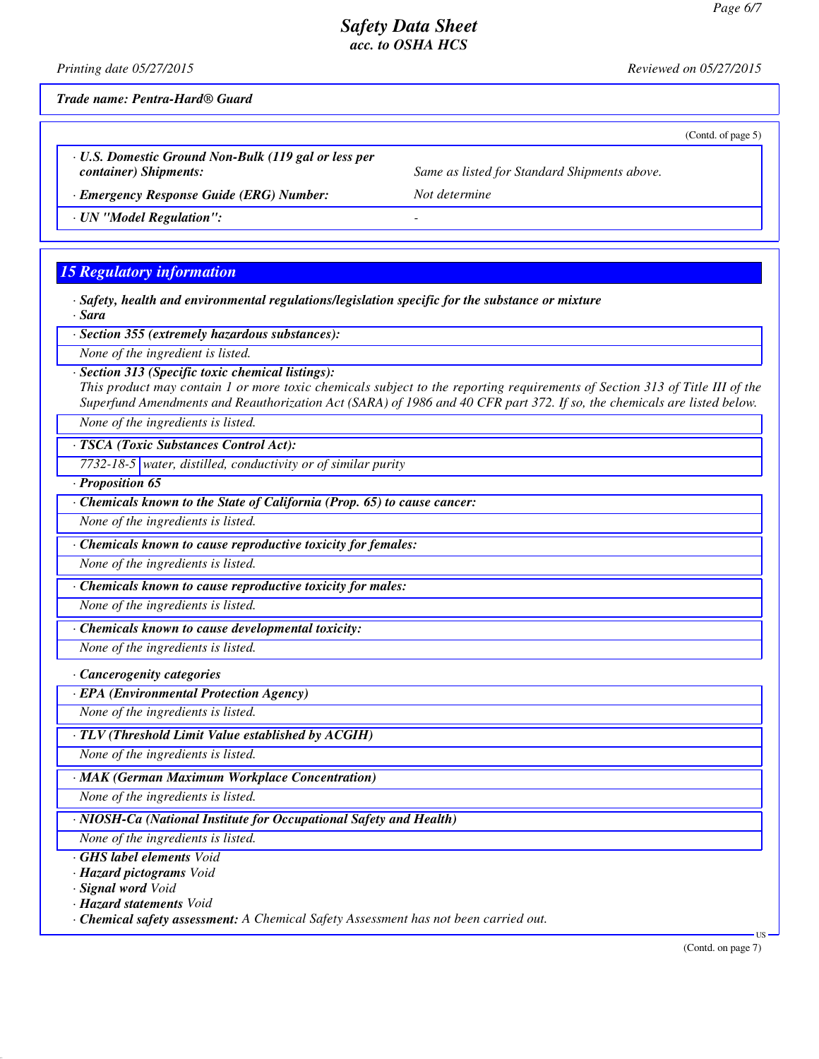*Trade name: Pentra-Hard® Guard*

(Contd. of page 5)

· **U.S. Domestic Ground Non-Bulk (119 gal or less per container) Shipments:** *Same as listed for Standard Shipments above.*

· **Emergency Response Guide (ERG) Number:** *Not determine*

· **UN "Model Regulation":** -

## 15 Regulatory information

· **Safety, health and environmental regulations/legislation specific for the substance or mixture**

· **Sara**

· **Section 355 (extremely hazardous substances):**

*None of the ingredient is listed.*

· **Section 313 (Specific toxic chemical listings):**

*This product may contain 1 or more toxic chemicals subject to the reporting requirements of Section 313 of Title III of the Superfund Amendments and Reauthorization Act (SARA) of 1986 and 40 CFR part 372. If so, the chemicals are listed below.*

*None of the ingredients is listed.*

· **TSCA (Toxic Substances Control Act):**

| 7732-18-5 | water, distilled, conductivity or of similar purity |
|---|---|

· **Proposition 65**

· **Chemicals known to the State of California (Prop. 65) to cause cancer:**

*None of the ingredients is listed.*

· **Chemicals known to cause reproductive toxicity for females:**

*None of the ingredients is listed.*

· **Chemicals known to cause reproductive toxicity for males:**

*None of the ingredients is listed.*

· **Chemicals known to cause developmental toxicity:**

*None of the ingredients is listed.*

· **Cancerogenity categories**

· **EPA (Environmental Protection Agency)**

*None of the ingredients is listed.*

· **TLV (Threshold Limit Value established by ACGIH)**

*None of the ingredients is listed.*

· **MAK (German Maximum Workplace Concentration)**

*None of the ingredients is listed.*

· **NIOSH-Ca (National Institute for Occupational Safety and Health)**

*None of the ingredients is listed.*

· **GHS label elements** *Void*

· **Hazard pictograms** *Void*

· **Signal word** *Void*

· **Hazard statements** *Void*

· **Chemical safety assessment:** *A Chemical Safety Assessment has not been carried out.*

(Contd. on page 7)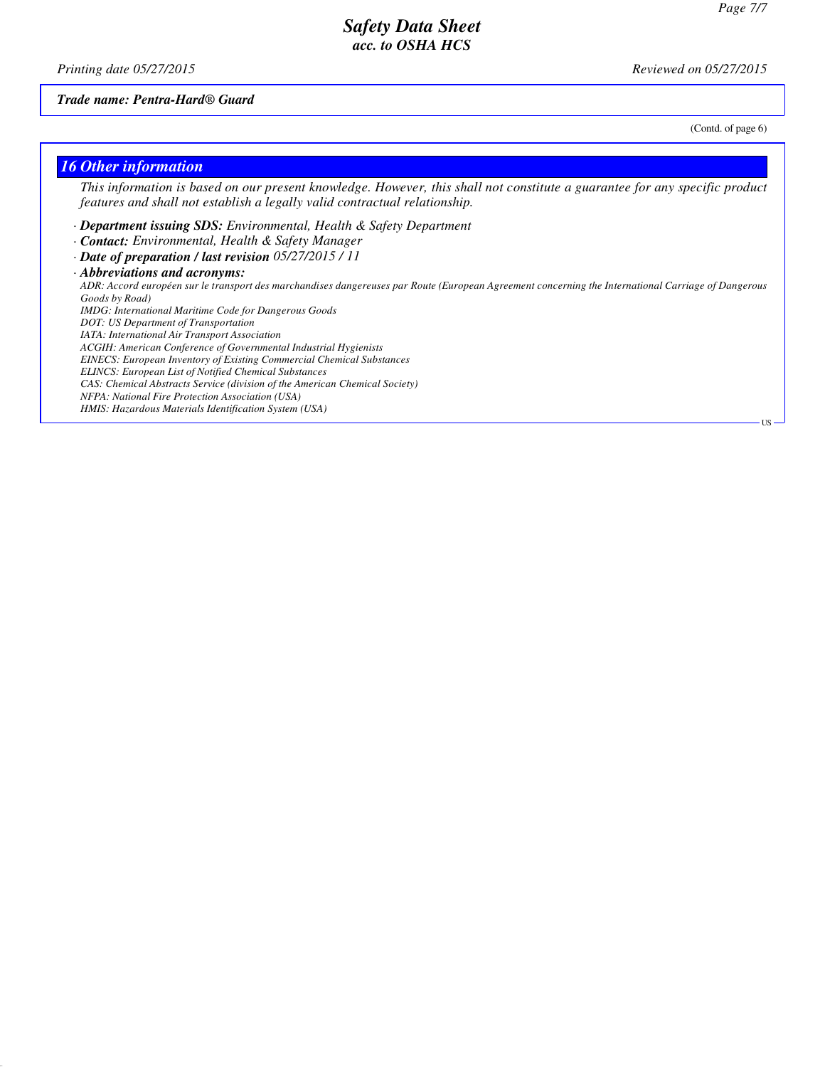Trade name: Pentra-Hard® Guard

(Contd. of page 6)

## 16 Other information

*This information is based on our present knowledge. However, this shall not constitute a guarantee for any specific product features and shall not establish a legally valid contractual relationship.*

· ***Department issuing SDS:*** *Environmental, Health & Safety Department*
· ***Contact:*** *Environmental, Health & Safety Manager*
· ***Date of preparation / last revision*** *05/27/2015 / 11*
· ***Abbreviations and acronyms:***
*ADR: Accord européen sur le transport des marchandises dangereuses par Route (European Agreement concerning the International Carriage of Dangerous Goods by Road)*
*IMDG: International Maritime Code for Dangerous Goods*
*DOT: US Department of Transportation*
*IATA: International Air Transport Association*
*ACGIH: American Conference of Governmental Industrial Hygienists*
*EINECS: European Inventory of Existing Commercial Chemical Substances*
*ELINCS: European List of Notified Chemical Substances*
*CAS: Chemical Abstracts Service (division of the American Chemical Society)*
*NFPA: National Fire Protection Association (USA)*
*HMIS: Hazardous Materials Identification System (USA)*

US